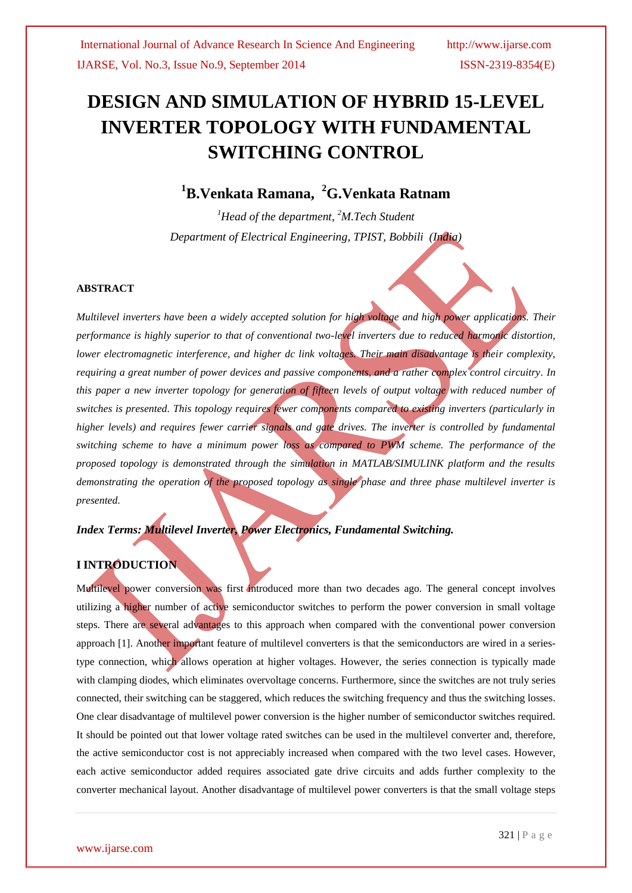# DESIGN AND SIMULATION OF HYBRID 15-LEVEL INVERTER TOPOLOGY WITH FUNDAMENTAL SWITCHING CONTROL

## [1]B.Venkata Ramana, [2]G.Venkata Ratnam

*[1]Head of the department, [2]M.Tech Student*

*Department of Electrical Engineering, TPIST, Bobbili (India)*

### ABSTRACT

*Multilevel inverters have been a widely accepted solution for high voltage and high power applications. Their performance is highly superior to that of conventional two-level inverters due to reduced harmonic distortion, lower electromagnetic interference, and higher dc link voltages. Their main disadvantage is their complexity, requiring a great number of power devices and passive components, and a rather complex control circuitry. In this paper a new inverter topology for generation of fifteen levels of output voltage with reduced number of switches is presented. This topology requires fewer components compared to existing inverters (particularly in higher levels) and requires fewer carrier signals and gate drives. The inverter is controlled by fundamental switching scheme to have a minimum power loss as compared to PWM scheme. The performance of the proposed topology is demonstrated through the simulation in MATLAB/SIMULINK platform and the results demonstrating the operation of the proposed topology as single phase and three phase multilevel inverter is presented.*

***Index Terms: Multilevel Inverter, Power Electronics, Fundamental Switching.***

### I INTRODUCTION

Multilevel power conversion was first introduced more than two decades ago. The general concept involves utilizing a higher number of active semiconductor switches to perform the power conversion in small voltage steps. There are several advantages to this approach when compared with the conventional power conversion approach [1]. Another important feature of multilevel converters is that the semiconductors are wired in a series-type connection, which allows operation at higher voltages. However, the series connection is typically made with clamping diodes, which eliminates overvoltage concerns. Furthermore, since the switches are not truly series connected, their switching can be staggered, which reduces the switching frequency and thus the switching losses. One clear disadvantage of multilevel power conversion is the higher number of semiconductor switches required. It should be pointed out that lower voltage rated switches can be used in the multilevel converter and, therefore, the active semiconductor cost is not appreciably increased when compared with the two level cases. However, each active semiconductor added requires associated gate drive circuits and adds further complexity to the converter mechanical layout. Another disadvantage of multilevel power converters is that the small voltage steps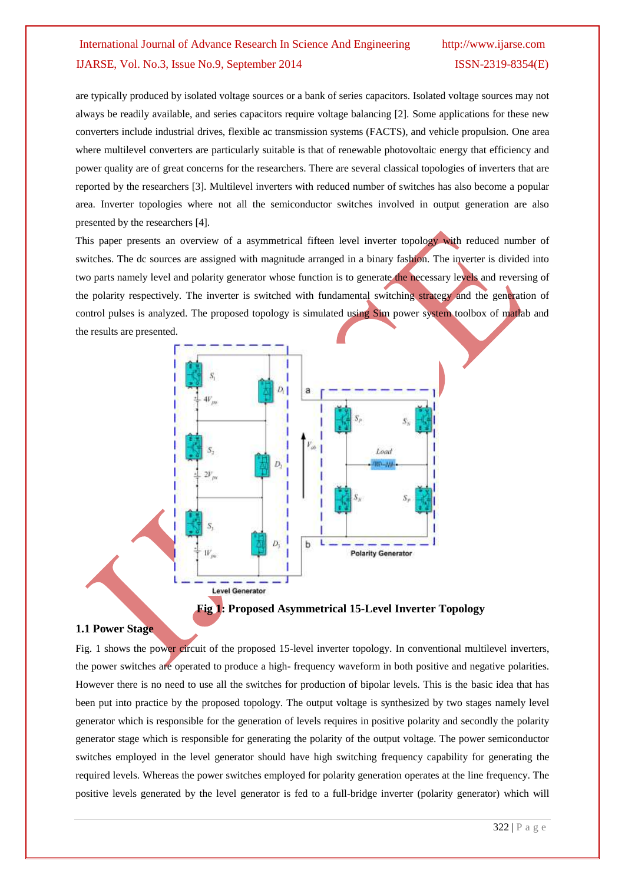are typically produced by isolated voltage sources or a bank of series capacitors. Isolated voltage sources may not always be readily available, and series capacitors require voltage balancing [2]. Some applications for these new converters include industrial drives, flexible ac transmission systems (FACTS), and vehicle propulsion. One area where multilevel converters are particularly suitable is that of renewable photovoltaic energy that efficiency and power quality are of great concerns for the researchers. There are several classical topologies of inverters that are reported by the researchers [3]. Multilevel inverters with reduced number of switches has also become a popular area. Inverter topologies where not all the semiconductor switches involved in output generation are also presented by the researchers [4].

This paper presents an overview of a asymmetrical fifteen level inverter topology with reduced number of switches. The dc sources are assigned with magnitude arranged in a binary fashion. The inverter is divided into two parts namely level and polarity generator whose function is to generate the necessary levels and reversing of the polarity respectively. The inverter is switched with fundamental switching strategy and the generation of control pulses is analyzed. The proposed topology is simulated using Sim power system toolbox of matlab and the results are presented.

**Fig 1: Proposed Asymmetrical 15-Level Inverter Topology**

### 1.1 Power Stage

Fig. 1 shows the power circuit of the proposed 15-level inverter topology. In conventional multilevel inverters, the power switches are operated to produce a high- frequency waveform in both positive and negative polarities. However there is no need to use all the switches for production of bipolar levels. This is the basic idea that has been put into practice by the proposed topology. The output voltage is synthesized by two stages namely level generator which is responsible for the generation of levels requires in positive polarity and secondly the polarity generator stage which is responsible for generating the polarity of the output voltage. The power semiconductor switches employed in the level generator should have high switching frequency capability for generating the required levels. Whereas the power switches employed for polarity generation operates at the line frequency. The positive levels generated by the level generator is fed to a full-bridge inverter (polarity generator) which will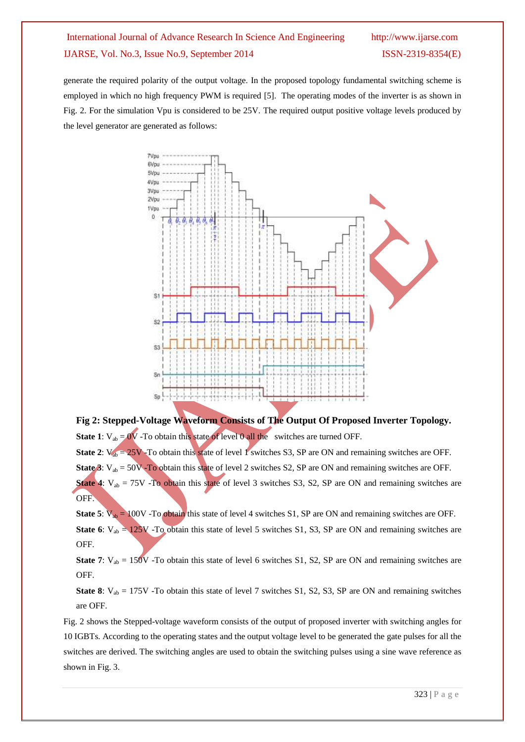generate the required polarity of the output voltage. In the proposed topology fundamental switching scheme is employed in which no high frequency PWM is required [5]. The operating modes of the inverter is as shown in Fig. 2. For the simulation Vpu is considered to be 25V. The required output positive voltage levels produced by the level generator are generated as follows:

**Fig 2: Stepped-Voltage Waveform Consists of The Output Of Proposed Inverter Topology.**

**State 1**: $V_{ab}$ = 0V -To obtain this state of level 0 all the switches are turned OFF.

**State 2**: $V_{ab}$ = 25V -To obtain this state of level 1 switches S3, SP are ON and remaining switches are OFF.

**State 3**: $V_{ab}$ = 50V -To obtain this state of level 2 switches S2, SP are ON and remaining switches are OFF.

**State 4**: $V_{ab}$ = 75V -To obtain this state of level 3 switches S3, S2, SP are ON and remaining switches are OFF.

**State 5**: $V_{ab}$ = 100V -To obtain this state of level 4 switches S1, SP are ON and remaining switches are OFF.

**State 6**: $V_{ab}$ = 125V -To obtain this state of level 5 switches S1, S3, SP are ON and remaining switches are OFF.

**State 7**: $V_{ab}$ = 150V -To obtain this state of level 6 switches S1, S2, SP are ON and remaining switches are OFF.

**State 8**: $V_{ab}$ = 175V -To obtain this state of level 7 switches S1, S2, S3, SP are ON and remaining switches are OFF.

Fig. 2 shows the Stepped-voltage waveform consists of the output of proposed inverter with switching angles for 10 IGBTs. According to the operating states and the output voltage level to be generated the gate pulses for all the switches are derived. The switching angles are used to obtain the switching pulses using a sine wave reference as shown in Fig. 3.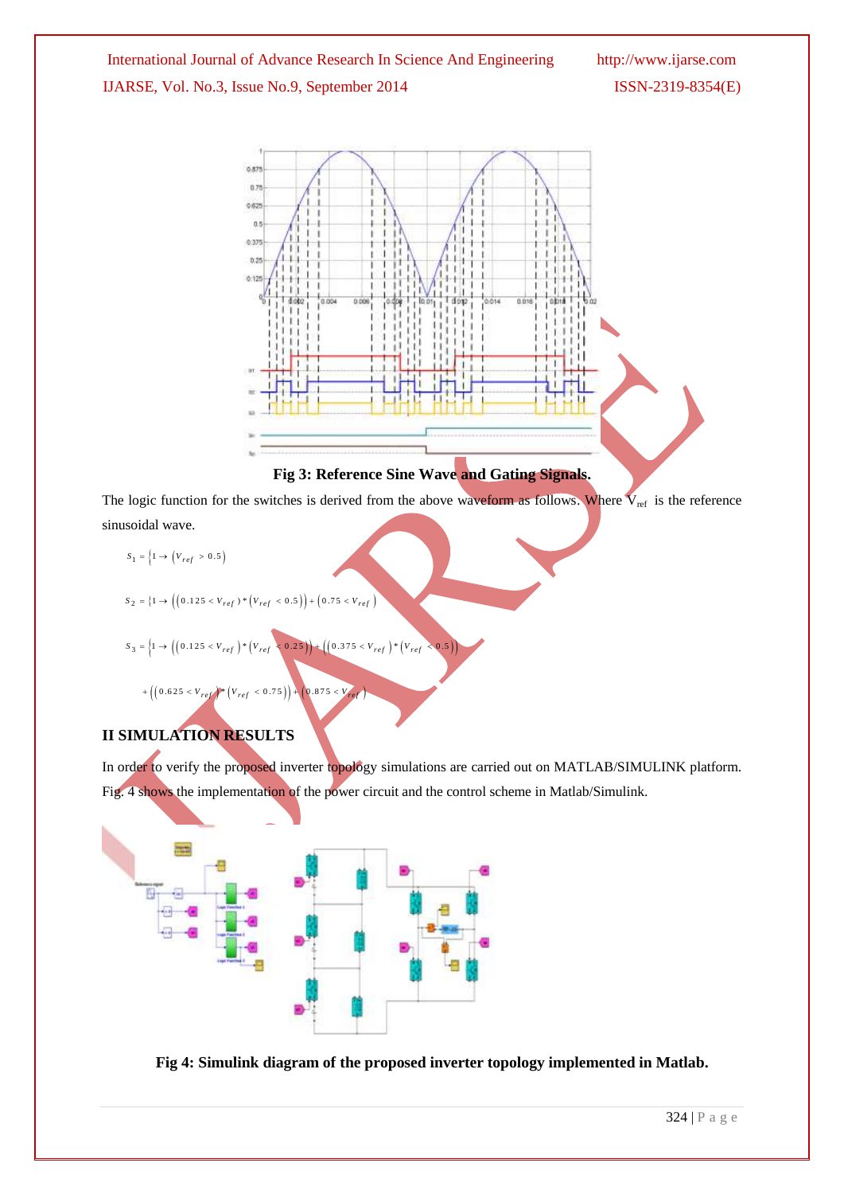Fig 3: Reference Sine Wave and Gating Signals.

The logic function for the switches is derived from the above waveform as follows. Where $V_{ref}$ is the reference sinusoidal wave.

$$S_1 = \{1 \rightarrow (V_{ref} > 0.5)$$

$$S_2 = \{1 \rightarrow ((0.125 < V_{ref}) * (V_{ref} < 0.5)) + (0.75 < V_{ref})$$

$$S_3 = \{1 \rightarrow ((0.125 < V_{ref}) * (V_{ref} < 0.25)) + ((0.375 < V_{ref}) * (V_{ref} < 0.5))$$

$$+ ((0.625 < V_{ref}) * (V_{ref} < 0.75)) + (0.875 < V_{ref})$$

## II SIMULATION RESULTS

In order to verify the proposed inverter topology simulations are carried out on MATLAB/SIMULINK platform. Fig. 4 shows the implementation of the power circuit and the control scheme in Matlab/Simulink.

Fig 4: Simulink diagram of the proposed inverter topology implemented in Matlab.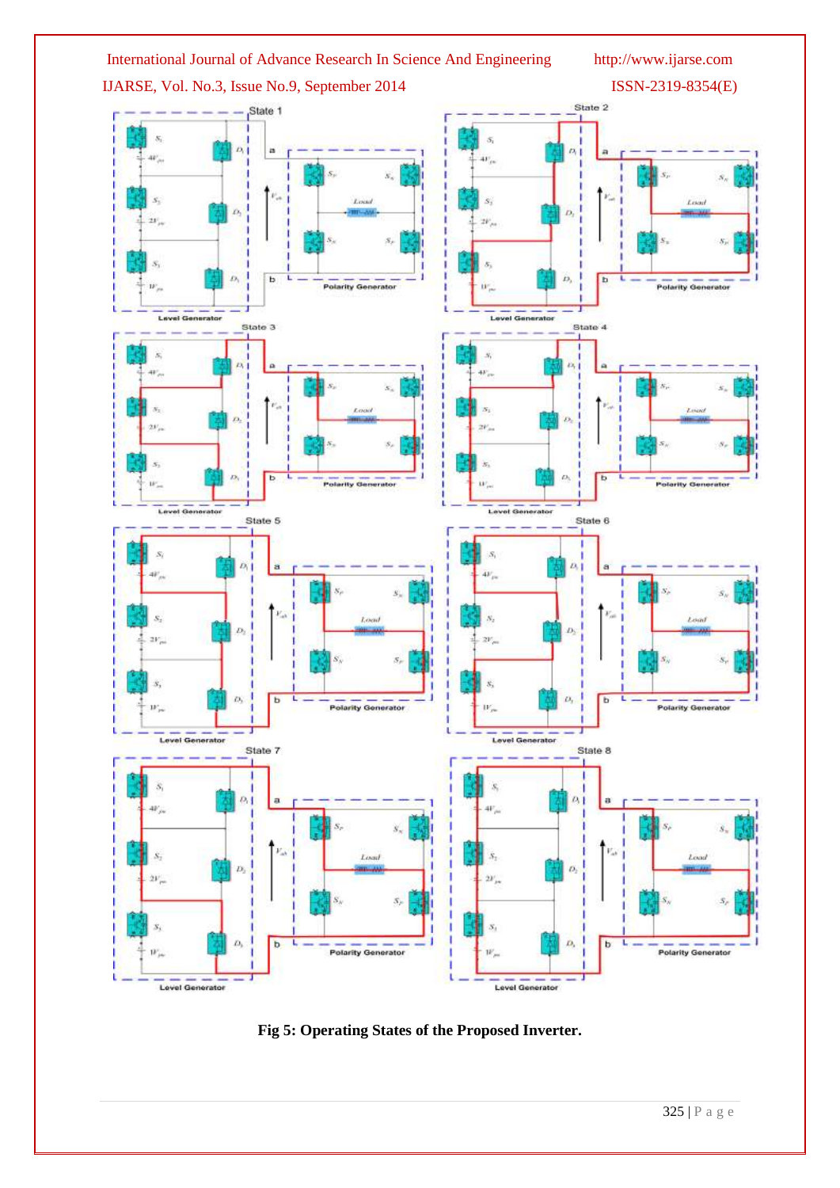**Fig 5: Operating States of the Proposed Inverter.**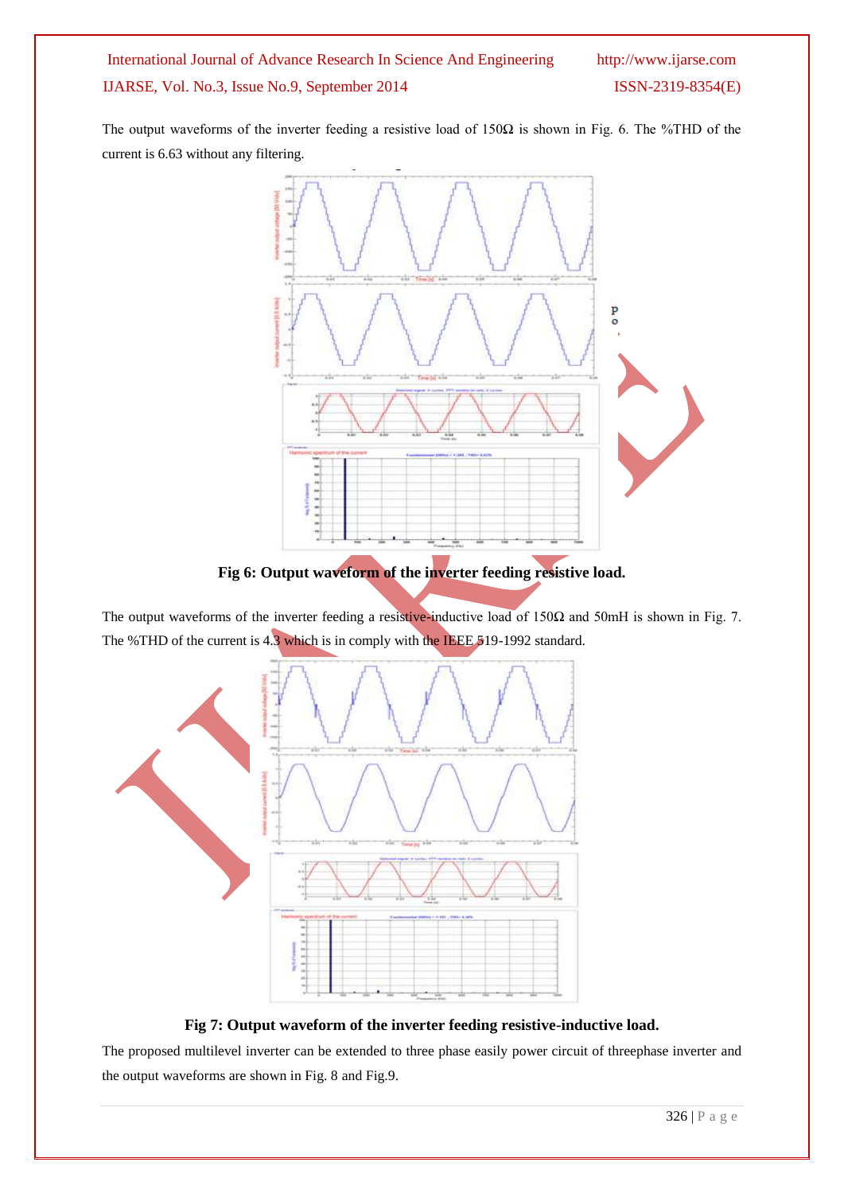The output waveforms of the inverter feeding a resistive load of 150Ω is shown in Fig. 6. The %THD of the current is 6.63 without any filtering.

**Fig 6: Output waveform of the inverter feeding resistive load.**

The output waveforms of the inverter feeding a resistive-inductive load of 150Ω and 50mH is shown in Fig. 7. The %THD of the current is 4.3 which is in comply with the IEEE 519-1992 standard.

**Fig 7: Output waveform of the inverter feeding resistive-inductive load.**

The proposed multilevel inverter can be extended to three phase easily power circuit of threephase inverter and the output waveforms are shown in Fig. 8 and Fig.9.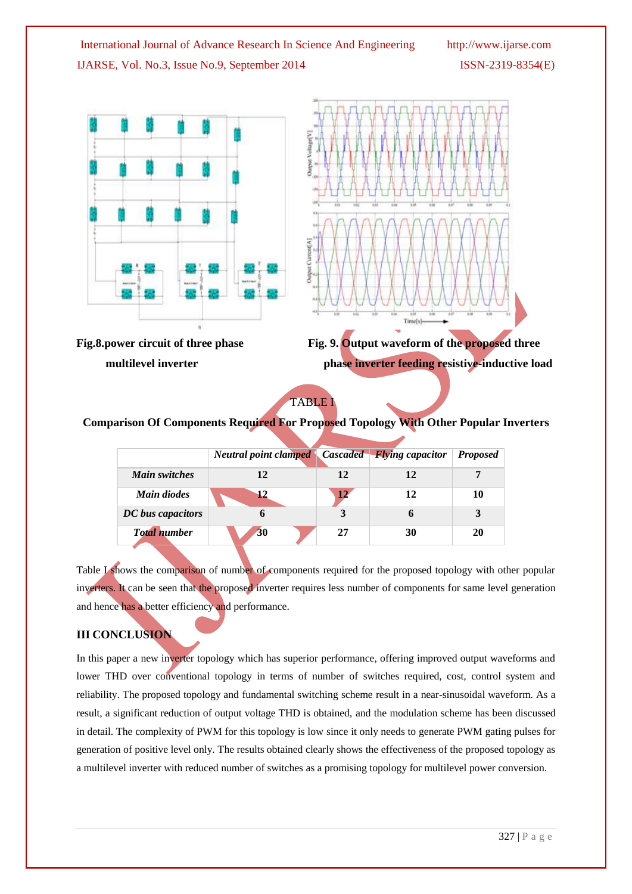Fig.8.power circuit of three phase multilevel inverter

Fig. 9. Output waveform of the proposed three phase inverter feeding resistive-inductive load

TABLE I

**Comparison Of Components Required For Proposed Topology With Other Popular Inverters**

| | *Neutral point clamped* | *Cascaded* | *Flying capacitor* | *Proposed* |
|---|---|---|---|---|
| ***Main switches*** | **12** | **12** | **12** | **7** |
| ***Main diodes*** | **12** | **12** | **12** | **10** |
| ***DC bus capacitors*** | **6** | **3** | **6** | **3** |
| ***Total number*** | **30** | **27** | **30** | **20** |

Table I shows the comparison of number of components required for the proposed topology with other popular inverters. It can be seen that the proposed inverter requires less number of components for same level generation and hence has a better efficiency and performance.

## III CONCLUSION

In this paper a new inverter topology which has superior performance, offering improved output waveforms and lower THD over conventional topology in terms of number of switches required, cost, control system and reliability. The proposed topology and fundamental switching scheme result in a near-sinusoidal waveform. As a result, a significant reduction of output voltage THD is obtained, and the modulation scheme has been discussed in detail. The complexity of PWM for this topology is low since it only needs to generate PWM gating pulses for generation of positive level only. The results obtained clearly shows the effectiveness of the proposed topology as a multilevel inverter with reduced number of switches as a promising topology for multilevel power conversion.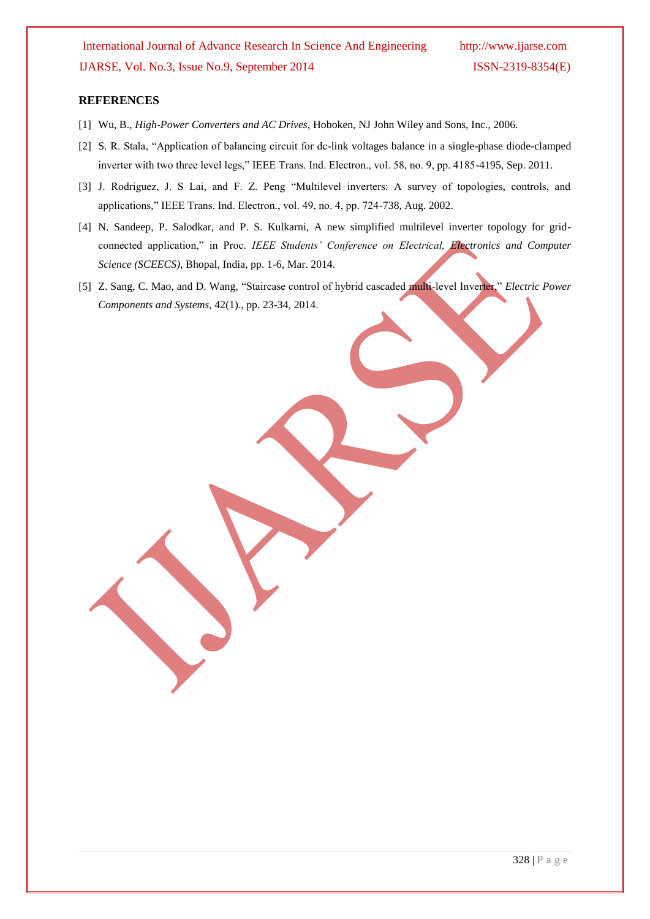## REFERENCES

[1] Wu, B., *High-Power Converters and AC Drives*, Hoboken, NJ John Wiley and Sons, Inc., 2006.

[2] S. R. Stala, "Application of balancing circuit for dc-link voltages balance in a single-phase diode-clamped inverter with two three level legs," IEEE Trans. Ind. Electron., vol. 58, no. 9, pp. 4185-4195, Sep. 2011.

[3] J. Rodriguez, J. S Lai, and F. Z. Peng "Multilevel inverters: A survey of topologies, controls, and applications," IEEE Trans. Ind. Electron., vol. 49, no. 4, pp. 724-738, Aug. 2002.

[4] N. Sandeep, P. Salodkar, and P. S. Kulkarni, A new simplified multilevel inverter topology for grid-connected application," in Proc. *IEEE Students' Conference on Electrical, Electronics and Computer Science (SCEECS)*, Bhopal, India, pp. 1-6, Mar. 2014.

[5] Z. Sang, C. Mao, and D. Wang, "Staircase control of hybrid cascaded multi-level Inverter," *Electric Power Components and Systems*, 42(1)., pp. 23-34, 2014.